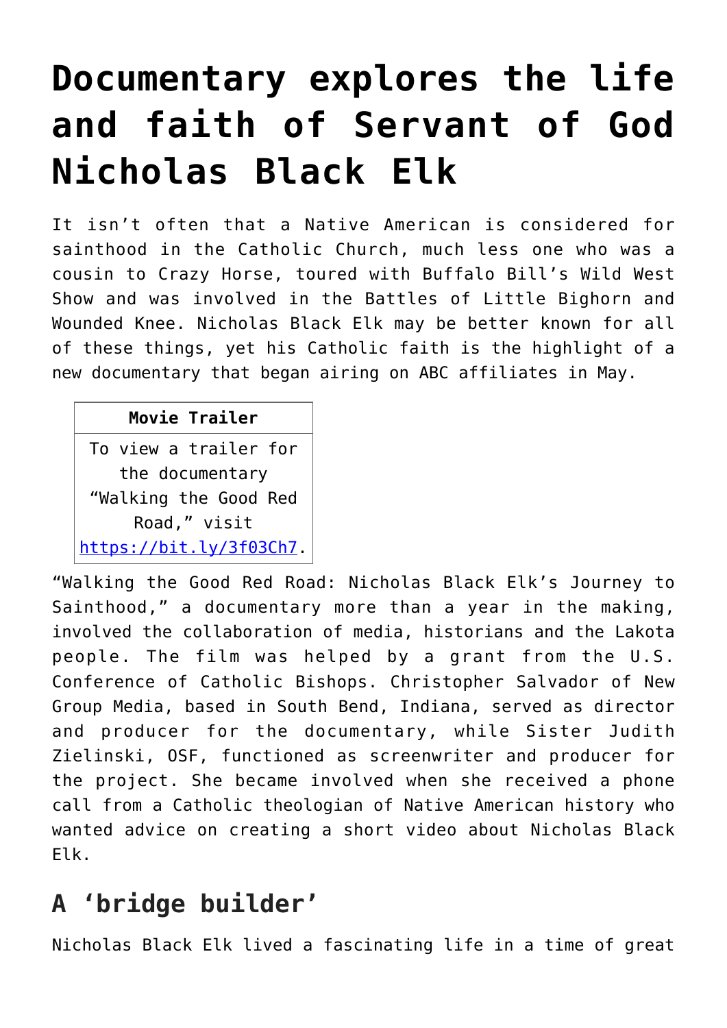# Documentary explores the life and faith of Servant of God Nicholas Black Elk

It isn't often that a Native American is considered for sainthood in the Catholic Church, much less one who was a cousin to Crazy Horse, toured with Buffalo Bill's Wild West Show and was involved in the Battles of Little Bighorn and Wounded Knee. Nicholas Black Elk may be better known for all of these things, yet his Catholic faith is the highlight of a new documentary that began airing on ABC affiliates in May.

| Movie Trailer |
| --- |
| To view a trailer for the documentary "Walking the Good Red Road," visit https://bit.ly/3f03Ch7. |

"Walking the Good Red Road: Nicholas Black Elk's Journey to Sainthood," a documentary more than a year in the making, involved the collaboration of media, historians and the Lakota people. The film was helped by a grant from the U.S. Conference of Catholic Bishops. Christopher Salvador of New Group Media, based in South Bend, Indiana, served as director and producer for the documentary, while Sister Judith Zielinski, OSF, functioned as screenwriter and producer for the project. She became involved when she received a phone call from a Catholic theologian of Native American history who wanted advice on creating a short video about Nicholas Black Elk.

## A 'bridge builder'

Nicholas Black Elk lived a fascinating life in a time of great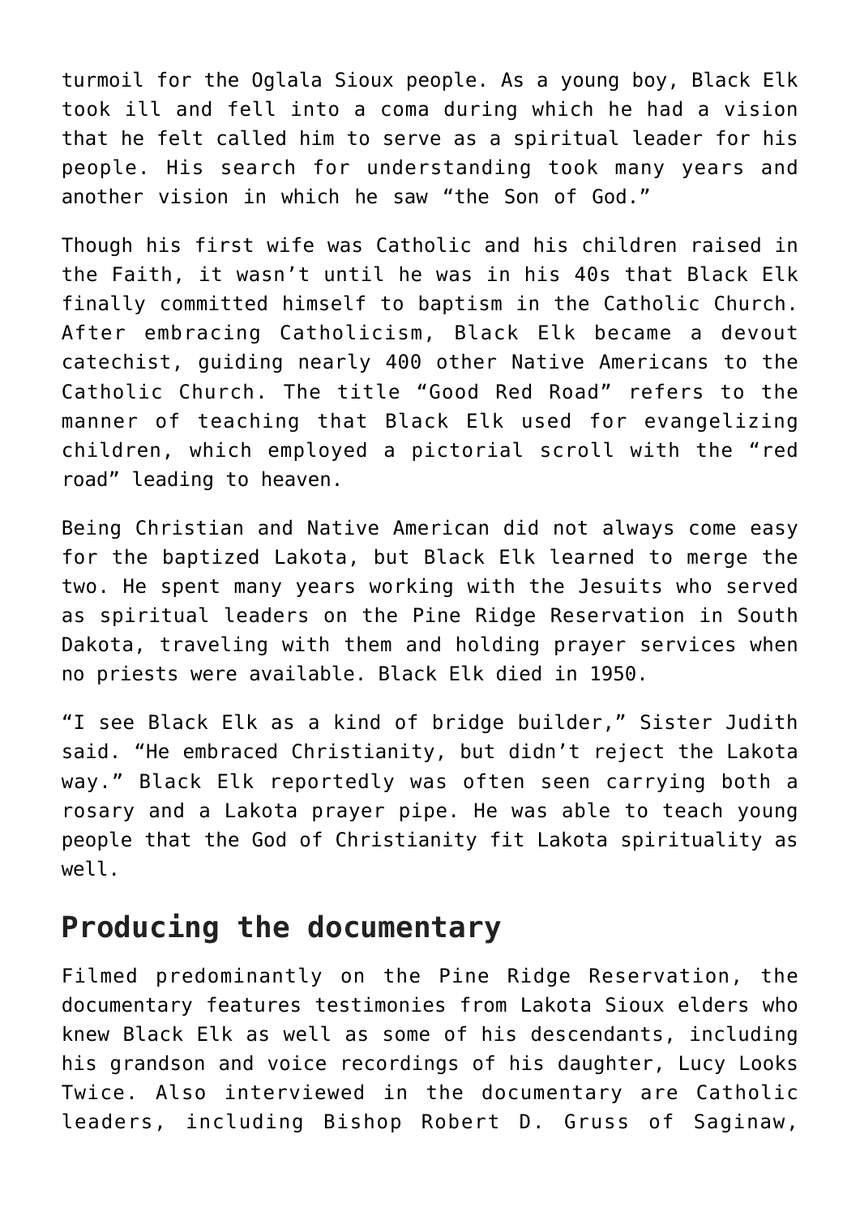turmoil for the Oglala Sioux people. As a young boy, Black Elk took ill and fell into a coma during which he had a vision that he felt called him to serve as a spiritual leader for his people. His search for understanding took many years and another vision in which he saw "the Son of God."

Though his first wife was Catholic and his children raised in the Faith, it wasn't until he was in his 40s that Black Elk finally committed himself to baptism in the Catholic Church. After embracing Catholicism, Black Elk became a devout catechist, guiding nearly 400 other Native Americans to the Catholic Church. The title "Good Red Road" refers to the manner of teaching that Black Elk used for evangelizing children, which employed a pictorial scroll with the "red road" leading to heaven.

Being Christian and Native American did not always come easy for the baptized Lakota, but Black Elk learned to merge the two. He spent many years working with the Jesuits who served as spiritual leaders on the Pine Ridge Reservation in South Dakota, traveling with them and holding prayer services when no priests were available. Black Elk died in 1950.

"I see Black Elk as a kind of bridge builder," Sister Judith said. "He embraced Christianity, but didn't reject the Lakota way." Black Elk reportedly was often seen carrying both a rosary and a Lakota prayer pipe. He was able to teach young people that the God of Christianity fit Lakota spirituality as well.

## Producing the documentary

Filmed predominantly on the Pine Ridge Reservation, the documentary features testimonies from Lakota Sioux elders who knew Black Elk as well as some of his descendants, including his grandson and voice recordings of his daughter, Lucy Looks Twice. Also interviewed in the documentary are Catholic leaders, including Bishop Robert D. Gruss of Saginaw,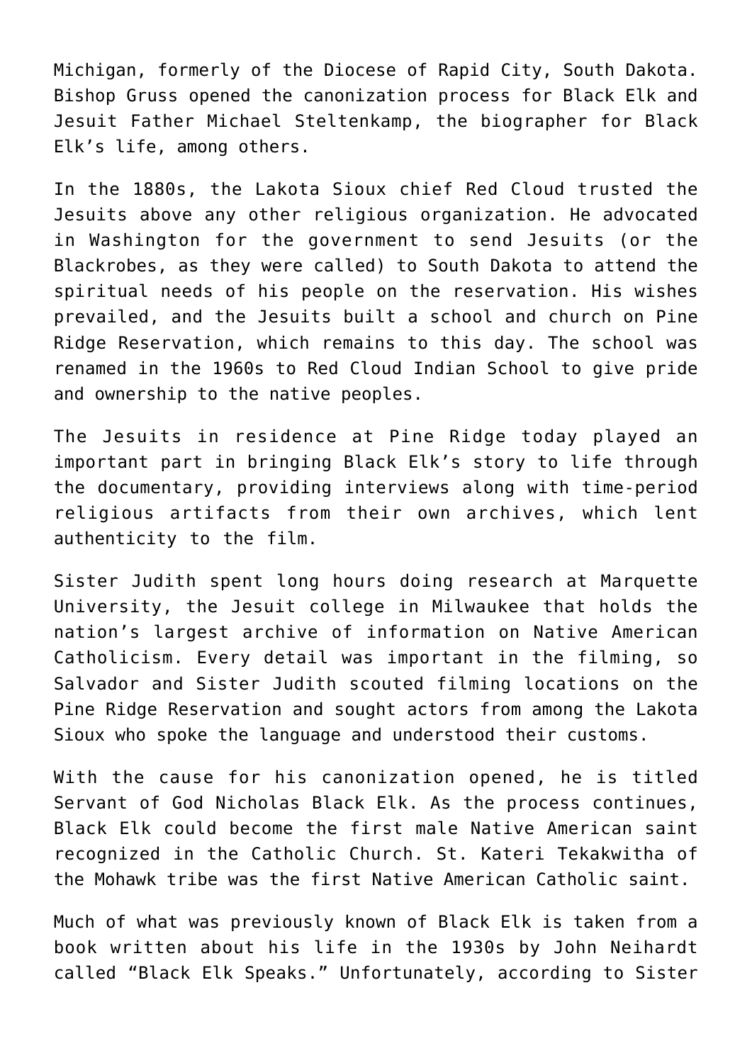Michigan, formerly of the Diocese of Rapid City, South Dakota. Bishop Gruss opened the canonization process for Black Elk and Jesuit Father Michael Steltenkamp, the biographer for Black Elk's life, among others.

In the 1880s, the Lakota Sioux chief Red Cloud trusted the Jesuits above any other religious organization. He advocated in Washington for the government to send Jesuits (or the Blackrobes, as they were called) to South Dakota to attend the spiritual needs of his people on the reservation. His wishes prevailed, and the Jesuits built a school and church on Pine Ridge Reservation, which remains to this day. The school was renamed in the 1960s to Red Cloud Indian School to give pride and ownership to the native peoples.

The Jesuits in residence at Pine Ridge today played an important part in bringing Black Elk's story to life through the documentary, providing interviews along with time-period religious artifacts from their own archives, which lent authenticity to the film.

Sister Judith spent long hours doing research at Marquette University, the Jesuit college in Milwaukee that holds the nation's largest archive of information on Native American Catholicism. Every detail was important in the filming, so Salvador and Sister Judith scouted filming locations on the Pine Ridge Reservation and sought actors from among the Lakota Sioux who spoke the language and understood their customs.

With the cause for his canonization opened, he is titled Servant of God Nicholas Black Elk. As the process continues, Black Elk could become the first male Native American saint recognized in the Catholic Church. St. Kateri Tekakwitha of the Mohawk tribe was the first Native American Catholic saint.

Much of what was previously known of Black Elk is taken from a book written about his life in the 1930s by John Neihardt called "Black Elk Speaks." Unfortunately, according to Sister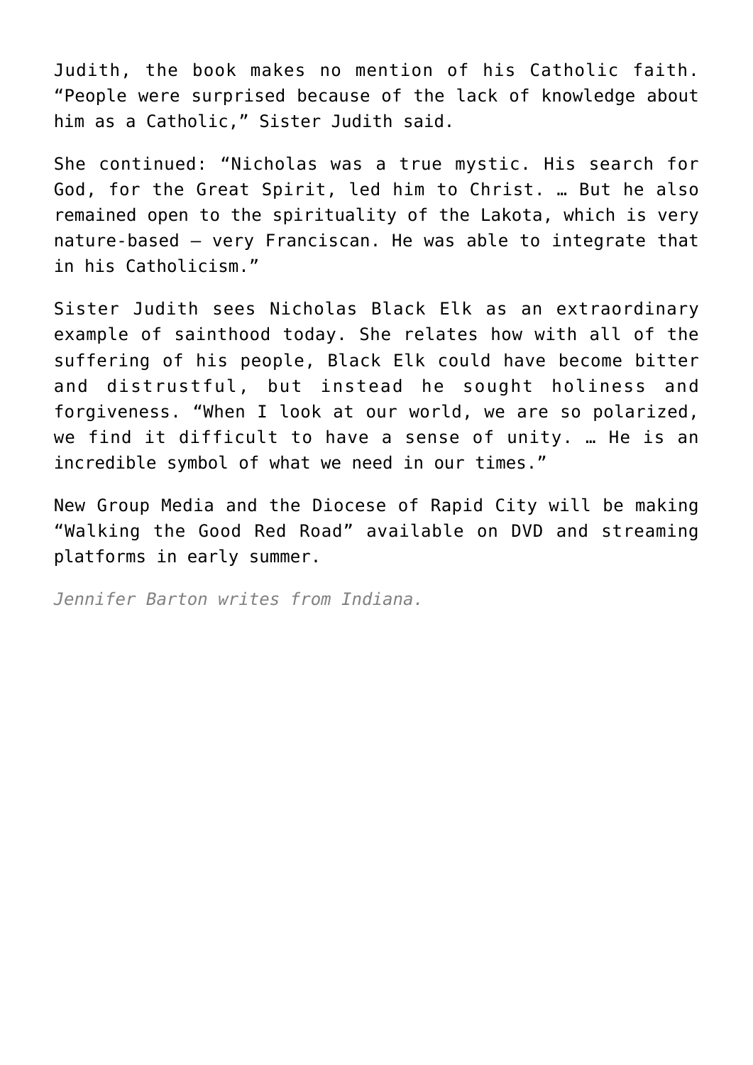Judith, the book makes no mention of his Catholic faith. “People were surprised because of the lack of knowledge about him as a Catholic,” Sister Judith said.

She continued: “Nicholas was a true mystic. His search for God, for the Great Spirit, led him to Christ. … But he also remained open to the spirituality of the Lakota, which is very nature-based — very Franciscan. He was able to integrate that in his Catholicism.”

Sister Judith sees Nicholas Black Elk as an extraordinary example of sainthood today. She relates how with all of the suffering of his people, Black Elk could have become bitter and distrustful, but instead he sought holiness and forgiveness. “When I look at our world, we are so polarized, we find it difficult to have a sense of unity. … He is an incredible symbol of what we need in our times.”

New Group Media and the Diocese of Rapid City will be making “Walking the Good Red Road” available on DVD and streaming platforms in early summer.

*Jennifer Barton writes from Indiana.*